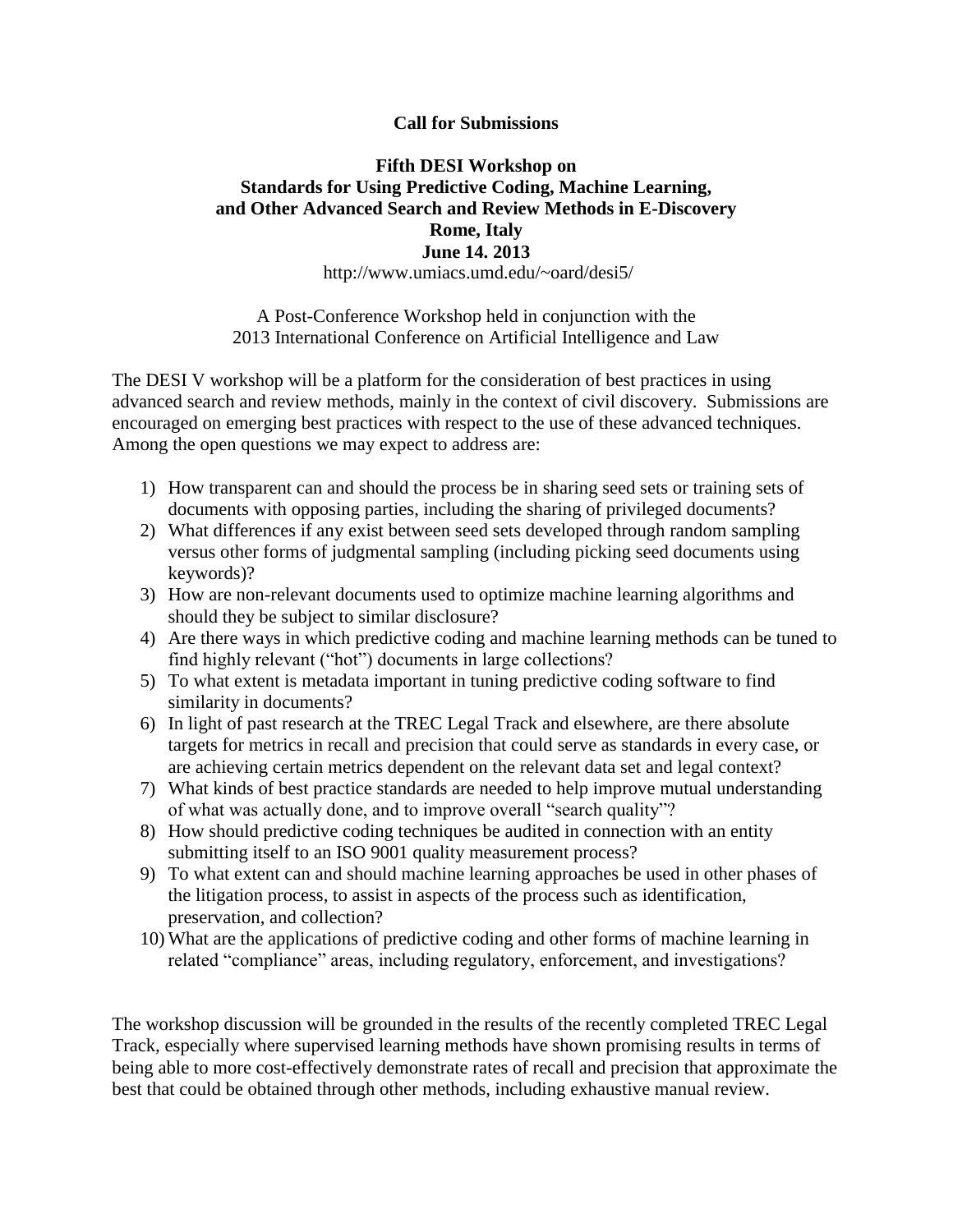**Call for Submissions**

# Fifth DESI Workshop on Standards for Using Predictive Coding, Machine Learning, and Other Advanced Search and Review Methods in E-Discovery

**Rome, Italy**

**June 14. 2013**

http://www.umiacs.umd.edu/~oard/desi5/

A Post-Conference Workshop held in conjunction with the
2013 International Conference on Artificial Intelligence and Law

The DESI V workshop will be a platform for the consideration of best practices in using advanced search and review methods, mainly in the context of civil discovery. Submissions are encouraged on emerging best practices with respect to the use of these advanced techniques. Among the open questions we may expect to address are:

1) How transparent can and should the process be in sharing seed sets or training sets of documents with opposing parties, including the sharing of privileged documents?
2) What differences if any exist between seed sets developed through random sampling versus other forms of judgmental sampling (including picking seed documents using keywords)?
3) How are non-relevant documents used to optimize machine learning algorithms and should they be subject to similar disclosure?
4) Are there ways in which predictive coding and machine learning methods can be tuned to find highly relevant ("hot") documents in large collections?
5) To what extent is metadata important in tuning predictive coding software to find similarity in documents?
6) In light of past research at the TREC Legal Track and elsewhere, are there absolute targets for metrics in recall and precision that could serve as standards in every case, or are achieving certain metrics dependent on the relevant data set and legal context?
7) What kinds of best practice standards are needed to help improve mutual understanding of what was actually done, and to improve overall "search quality"?
8) How should predictive coding techniques be audited in connection with an entity submitting itself to an ISO 9001 quality measurement process?
9) To what extent can and should machine learning approaches be used in other phases of the litigation process, to assist in aspects of the process such as identification, preservation, and collection?
10) What are the applications of predictive coding and other forms of machine learning in related "compliance" areas, including regulatory, enforcement, and investigations?

The workshop discussion will be grounded in the results of the recently completed TREC Legal Track, especially where supervised learning methods have shown promising results in terms of being able to more cost-effectively demonstrate rates of recall and precision that approximate the best that could be obtained through other methods, including exhaustive manual review.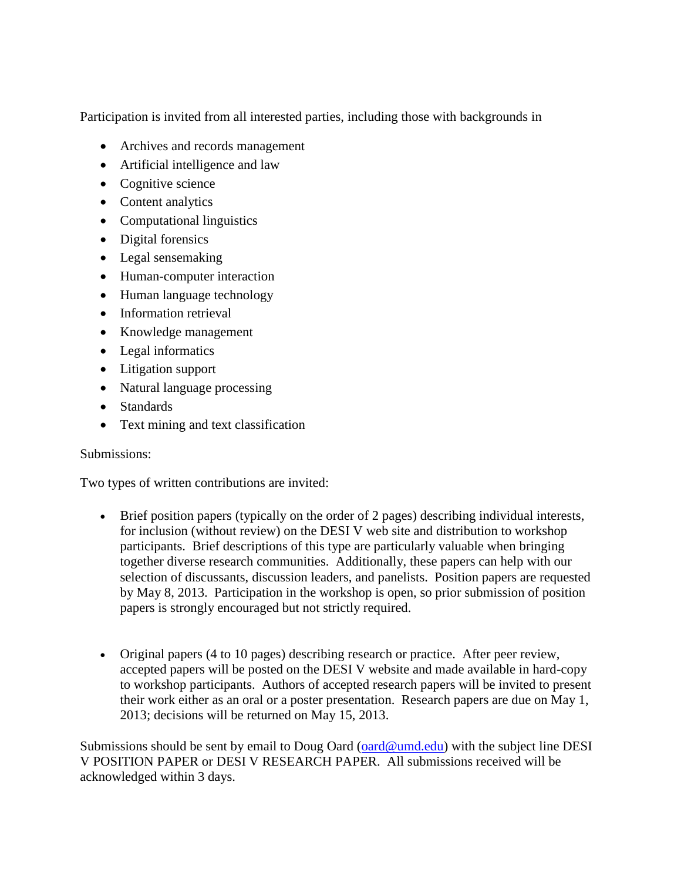Participation is invited from all interested parties, including those with backgrounds in

- Archives and records management
- Artificial intelligence and law
- Cognitive science
- Content analytics
- Computational linguistics
- Digital forensics
- Legal sensemaking
- Human-computer interaction
- Human language technology
- Information retrieval
- Knowledge management
- Legal informatics
- Litigation support
- Natural language processing
- Standards
- Text mining and text classification

Submissions:

Two types of written contributions are invited:

- Brief position papers (typically on the order of 2 pages) describing individual interests, for inclusion (without review) on the DESI V web site and distribution to workshop participants. Brief descriptions of this type are particularly valuable when bringing together diverse research communities. Additionally, these papers can help with our selection of discussants, discussion leaders, and panelists. Position papers are requested by May 8, 2013. Participation in the workshop is open, so prior submission of position papers is strongly encouraged but not strictly required.

- Original papers (4 to 10 pages) describing research or practice. After peer review, accepted papers will be posted on the DESI V website and made available in hard-copy to workshop participants. Authors of accepted research papers will be invited to present their work either as an oral or a poster presentation. Research papers are due on May 1, 2013; decisions will be returned on May 15, 2013.

Submissions should be sent by email to Doug Oard (oard@umd.edu) with the subject line DESI V POSITION PAPER or DESI V RESEARCH PAPER. All submissions received will be acknowledged within 3 days.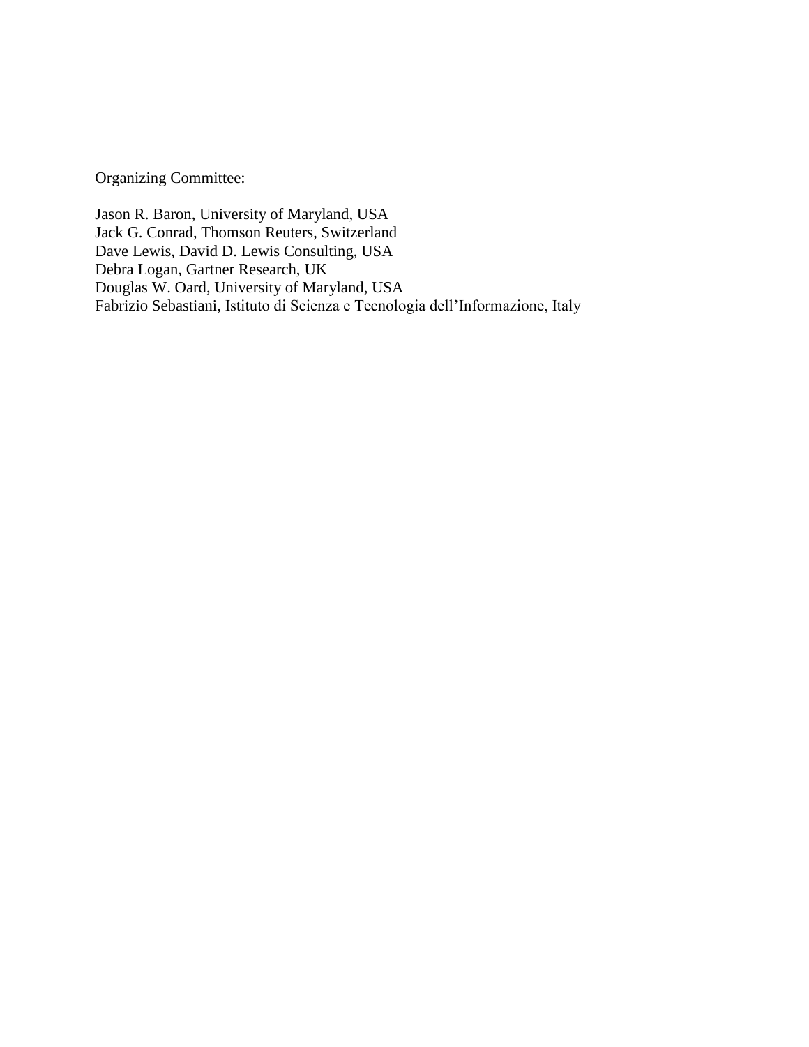Organizing Committee:

Jason R. Baron, University of Maryland, USA
Jack G. Conrad, Thomson Reuters, Switzerland
Dave Lewis, David D. Lewis Consulting, USA
Debra Logan, Gartner Research, UK
Douglas W. Oard, University of Maryland, USA
Fabrizio Sebastiani, Istituto di Scienza e Tecnologia dell'Informazione, Italy